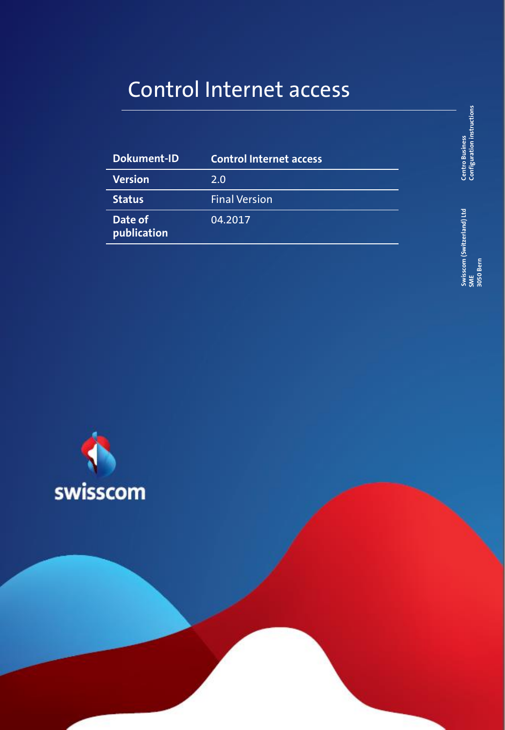# Control Internet access

| Dokument-ID | Control Internet access |
| --- | --- |
| Version | 2.0 |
| Status | Final Version |
| Date of publication | 04.2017 |

Centro Business
Configuration instructions

Swisscom (Switzerland) Ltd
SME
3050 Bern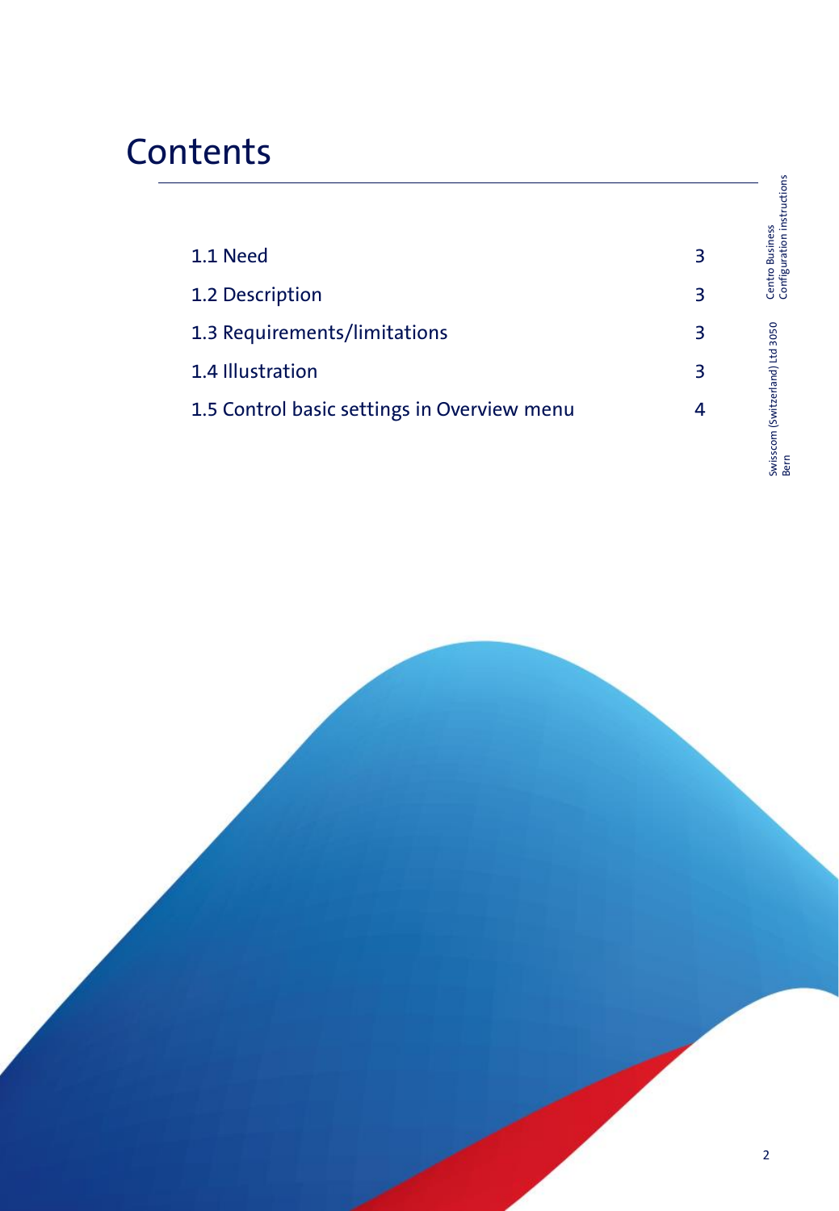# Contents

| | |
|---|---|
| 1.1 Need | 3 |
| 1.2 Description | 3 |
| 1.3 Requirements/limitations | 3 |
| 1.4 Illustration | 3 |
| 1.5 Control basic settings in Overview menu | 4 |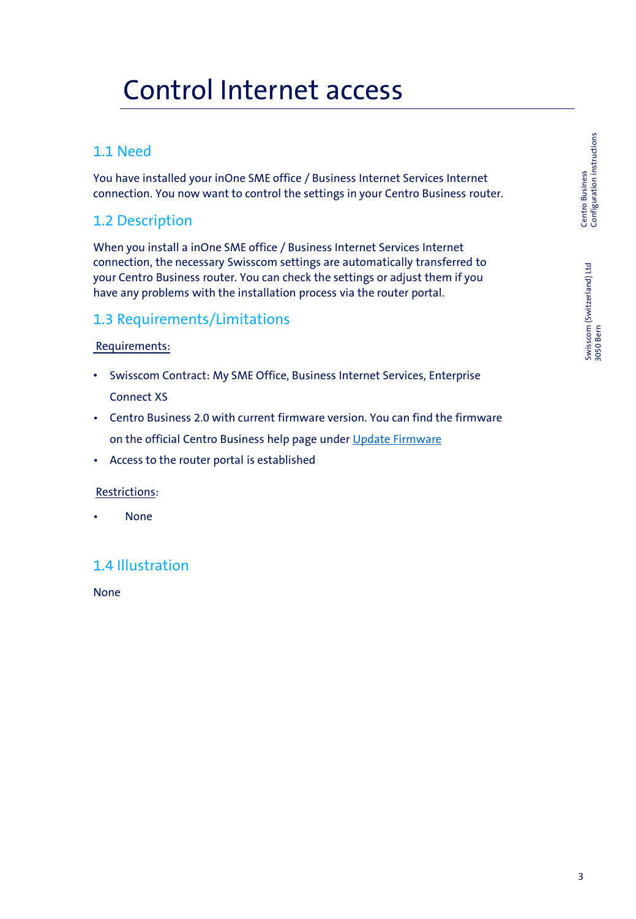# Control Internet access

## 1.1 Need

You have installed your inOne SME office / Business Internet Services Internet connection. You now want to control the settings in your Centro Business router.

## 1.2 Description

When you install a inOne SME office / Business Internet Services Internet connection, the necessary Swisscom settings are automatically transferred to your Centro Business router. You can check the settings or adjust them if you have any problems with the installation process via the router portal.

## 1.3 Requirements/Limitations

Requirements:

- Swisscom Contract: My SME Office, Business Internet Services, Enterprise Connect XS
- Centro Business 2.0 with current firmware version. You can find the firmware on the official Centro Business help page under Update Firmware
- Access to the router portal is established

Restrictions:

- None

## 1.4 Illustration

None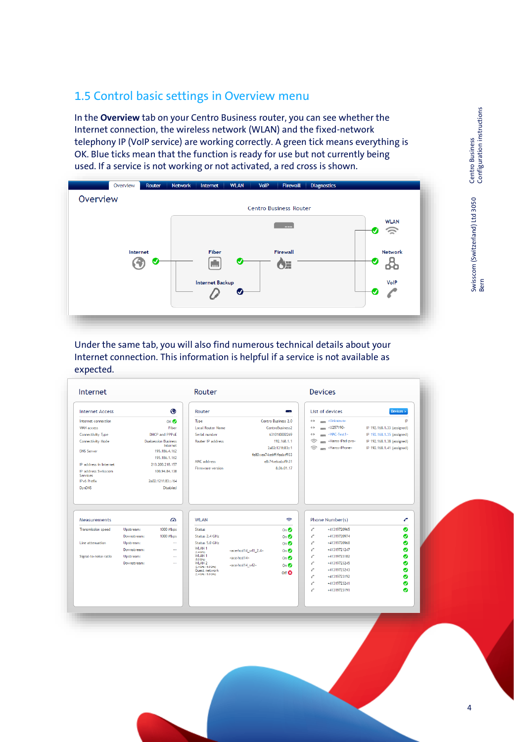## 1.5 Control basic settings in Overview menu

In the **Overview** tab on your Centro Business router, you can see whether the Internet connection, the wireless network (WLAN) and the fixed-network telephony IP (VoIP service) are working correctly. A green tick means everything is OK. Blue ticks mean that the function is ready for use but not currently being used. If a service is not working or not activated, a red cross is shown.

Under the same tab, you will also find numerous technical details about your Internet connection. This information is helpful if a service is not available as expected.